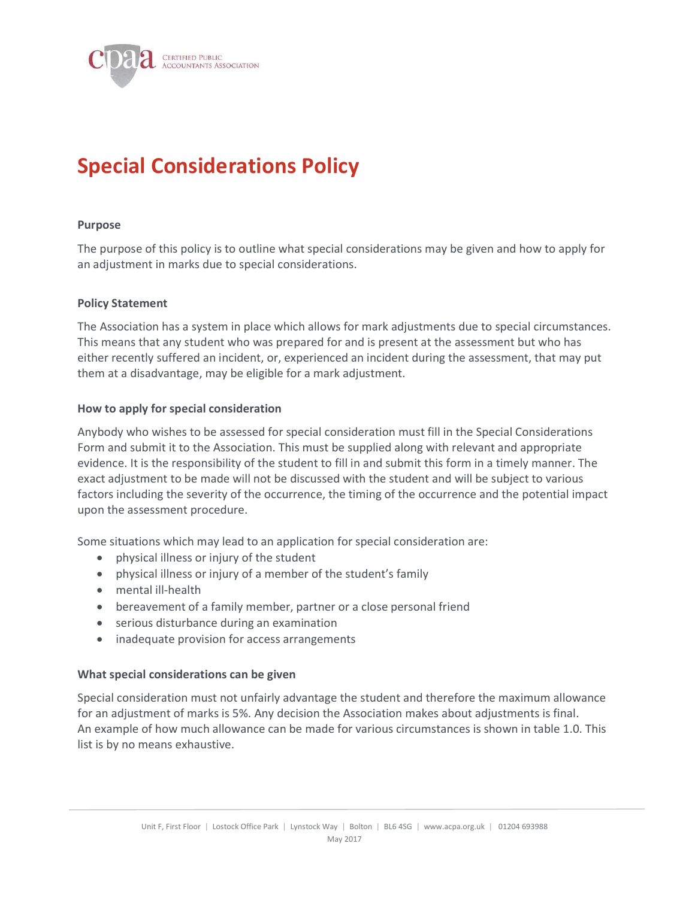# Special Considerations Policy

### Purpose

The purpose of this policy is to outline what special considerations may be given and how to apply for an adjustment in marks due to special considerations.

### Policy Statement

The Association has a system in place which allows for mark adjustments due to special circumstances. This means that any student who was prepared for and is present at the assessment but who has either recently suffered an incident, or, experienced an incident during the assessment, that may put them at a disadvantage, may be eligible for a mark adjustment.

### How to apply for special consideration

Anybody who wishes to be assessed for special consideration must fill in the Special Considerations Form and submit it to the Association. This must be supplied along with relevant and appropriate evidence. It is the responsibility of the student to fill in and submit this form in a timely manner. The exact adjustment to be made will not be discussed with the student and will be subject to various factors including the severity of the occurrence, the timing of the occurrence and the potential impact upon the assessment procedure.

Some situations which may lead to an application for special consideration are:

- physical illness or injury of the student
- physical illness or injury of a member of the student's family
- mental ill-health
- bereavement of a family member, partner or a close personal friend
- serious disturbance during an examination
- inadequate provision for access arrangements

### What special considerations can be given

Special consideration must not unfairly advantage the student and therefore the maximum allowance for an adjustment of marks is 5%. Any decision the Association makes about adjustments is final. An example of how much allowance can be made for various circumstances is shown in table 1.0. This list is by no means exhaustive.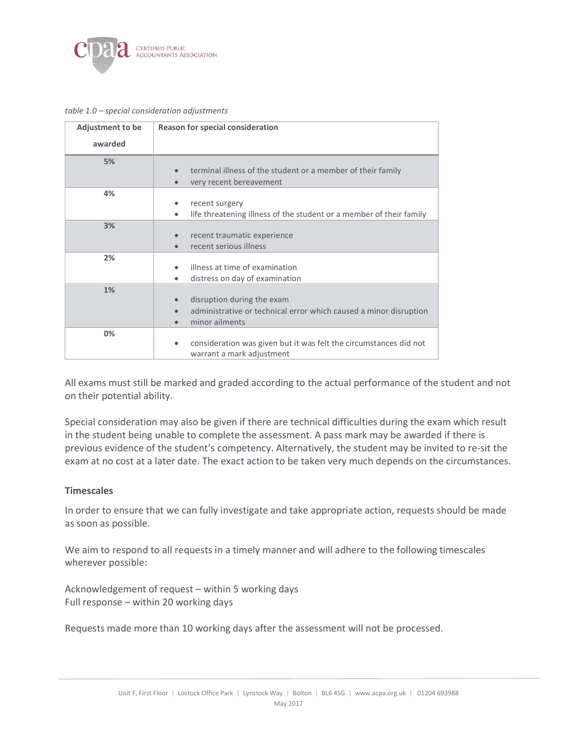*table 1.0 – special consideration adjustments*

| Adjustment to be awarded | Reason for special consideration |
|---|---|
| 5% | • terminal illness of the student or a member of their family<br>• very recent bereavement |
| 4% | • recent surgery<br>• life threatening illness of the student or a member of their family |
| 3% | • recent traumatic experience<br>• recent serious illness |
| 2% | • illness at time of examination<br>• distress on day of examination |
| 1% | • disruption during the exam<br>• administrative or technical error which caused a minor disruption<br>• minor ailments |
| 0% | • consideration was given but it was felt the circumstances did not warrant a mark adjustment |

All exams must still be marked and graded according to the actual performance of the student and not on their potential ability.

Special consideration may also be given if there are technical difficulties during the exam which result in the student being unable to complete the assessment. A pass mark may be awarded if there is previous evidence of the student's competency. Alternatively, the student may be invited to re-sit the exam at no cost at a later date. The exact action to be taken very much depends on the circumstances.

**Timescales**

In order to ensure that we can fully investigate and take appropriate action, requests should be made as soon as possible.

We aim to respond to all requests in a timely manner and will adhere to the following timescales wherever possible:

Acknowledgement of request – within 5 working days
Full response – within 20 working days

Requests made more than 10 working days after the assessment will not be processed.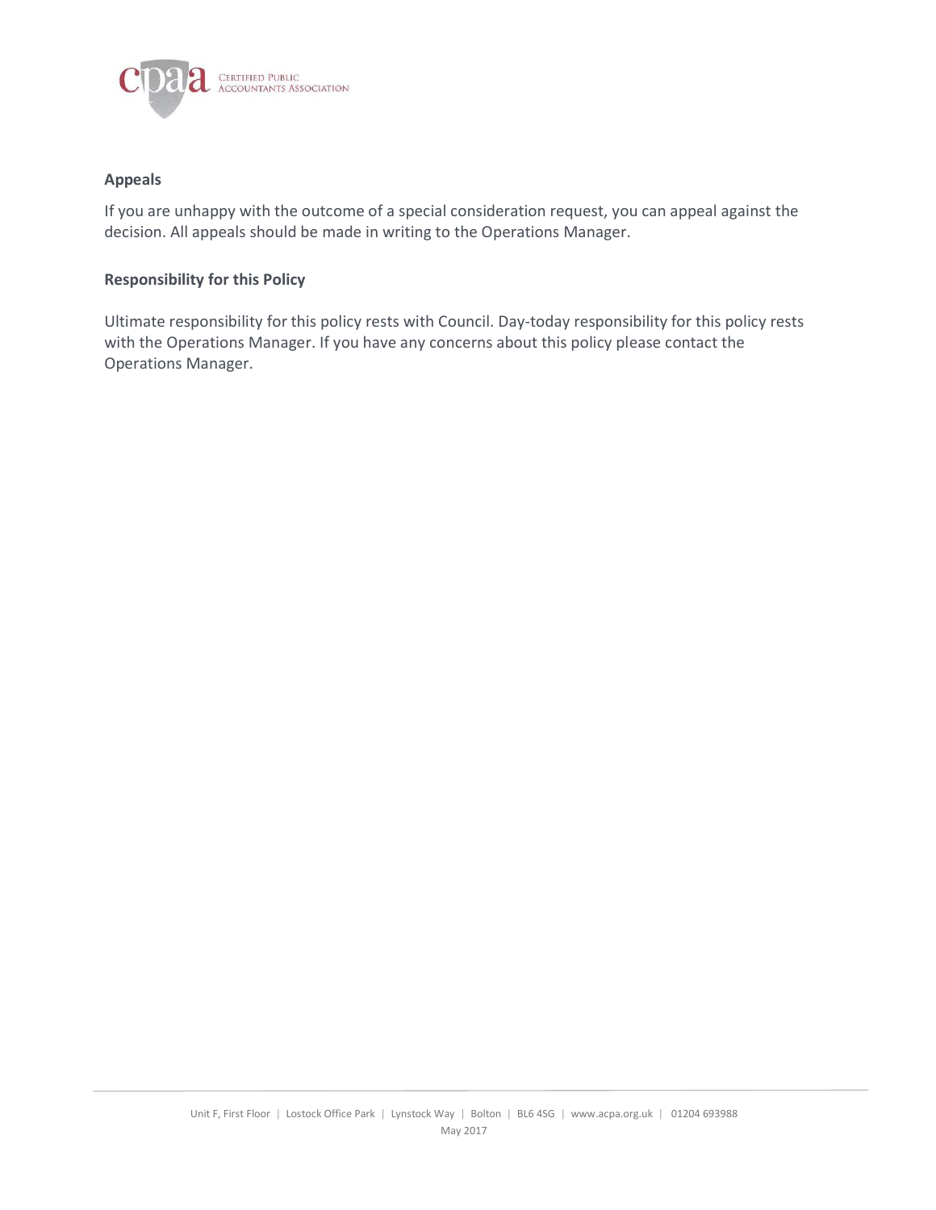**Appeals**

If you are unhappy with the outcome of a special consideration request, you can appeal against the decision. All appeals should be made in writing to the Operations Manager.

**Responsibility for this Policy**

Ultimate responsibility for this policy rests with Council. Day-today responsibility for this policy rests with the Operations Manager. If you have any concerns about this policy please contact the Operations Manager.